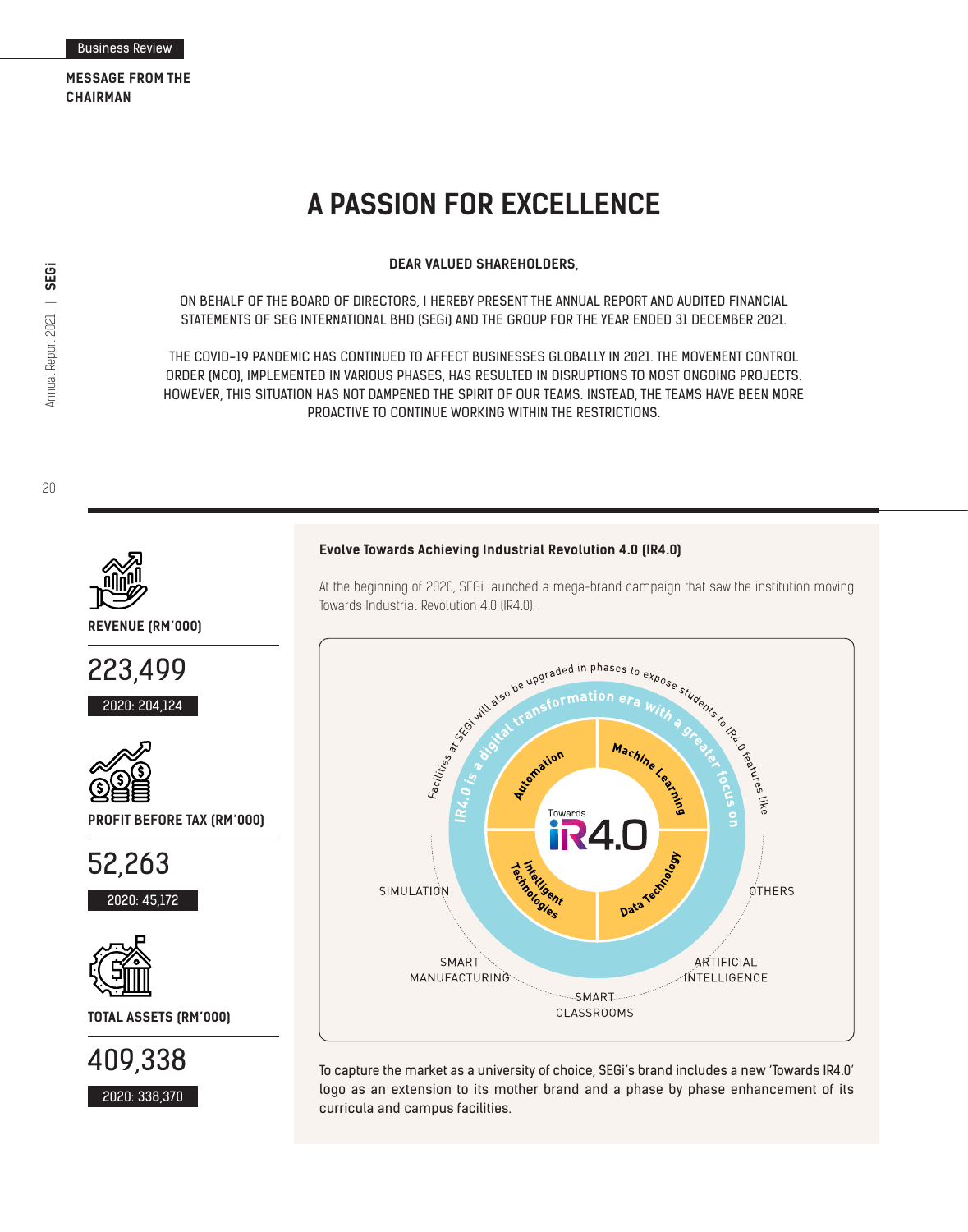# A PASSION FOR EXCELLENCE

**DEAR VALUED SHAREHOLDERS,**

ON BEHALF OF THE BOARD OF DIRECTORS, I HEREBY PRESENT THE ANNUAL REPORT AND AUDITED FINANCIAL STATEMENTS OF SEG INTERNATIONAL BHD (SEGi) AND THE GROUP FOR THE YEAR ENDED 31 DECEMBER 2021.

THE COVID-19 PANDEMIC HAS CONTINUED TO AFFECT BUSINESSES GLOBALLY IN 2021. THE MOVEMENT CONTROL ORDER (MCO), IMPLEMENTED IN VARIOUS PHASES, HAS RESULTED IN DISRUPTIONS TO MOST ONGOING PROJECTS. HOWEVER, THIS SITUATION HAS NOT DAMPENED THE SPIRIT OF OUR TEAMS. INSTEAD, THE TEAMS HAVE BEEN MORE PROACTIVE TO CONTINUE WORKING WITHIN THE RESTRICTIONS.

**REVENUE (RM'000)**

223,499

2020: 204,124

**PROFIT BEFORE TAX (RM'000)**

52,263

2020: 45,172

**TOTAL ASSETS (RM'000)**

409,338

2020: 338,370

### Evolve Towards Achieving Industrial Revolution 4.0 (IR4.0)

At the beginning of 2020, SEGi launched a mega-brand campaign that saw the institution moving Towards Industrial Revolution 4.0 (IR4.0).

Facilities at SEGi will also be upgraded in phases to expose students to IR4.0 features like

IR4.0 is a digital transformation era with a greater focus on

- Automation
- Machine Learning
- Intelligent Technologies
- Data Technology

Towards iR4.0

- SIMULATION
- SMART MANUFACTURING
- SMART CLASSROOMS
- ARTIFICIAL INTELLIGENCE
- OTHERS

To capture the market as a university of choice, SEGi's brand includes a new 'Towards IR4.0' logo as an extension to its mother brand and a phase by phase enhancement of its curricula and campus facilities.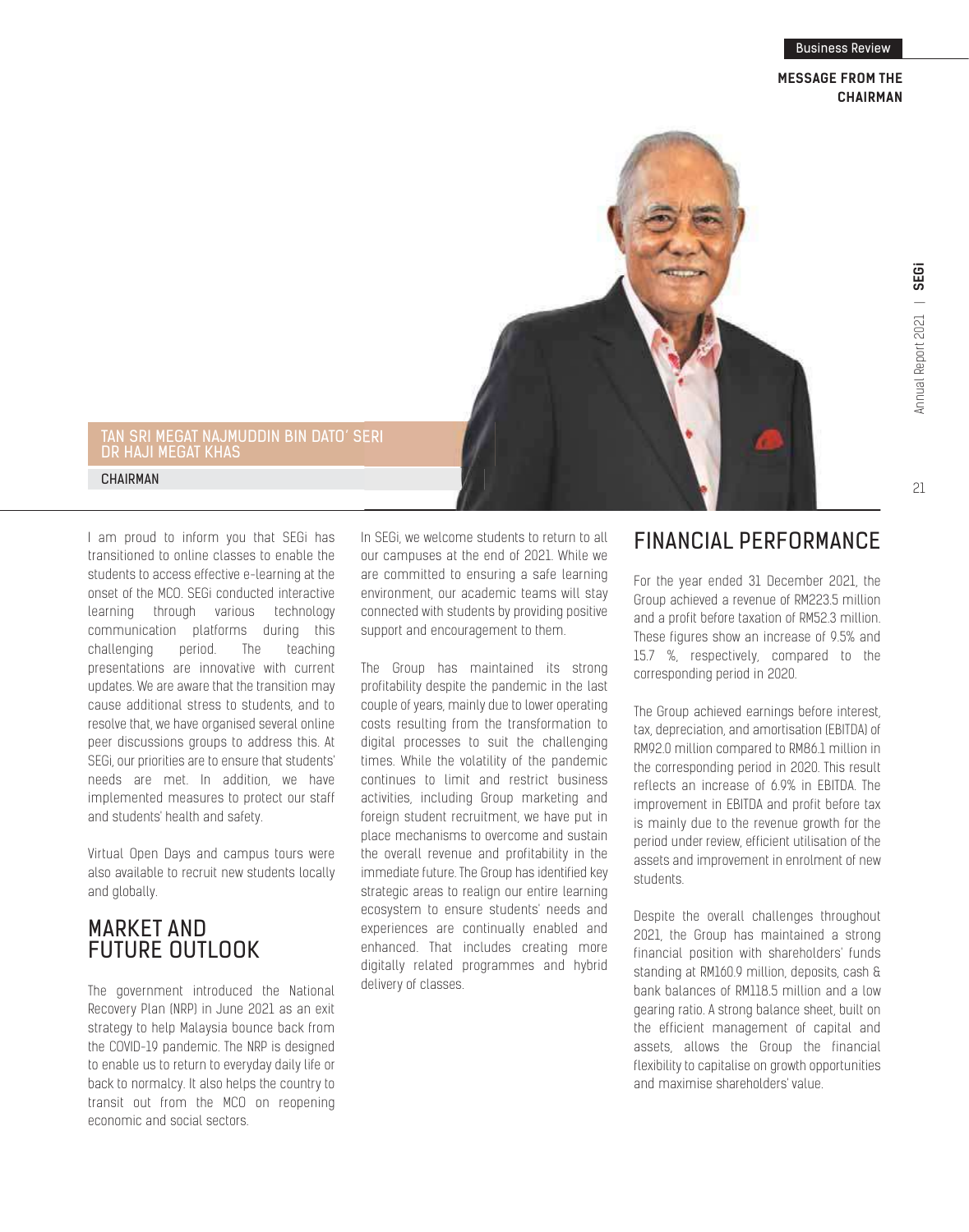## MESSAGE FROM THE CHAIRMAN

TAN SRI MEGAT NAJMUDDIN BIN DATO' SERI DR HAJI MEGAT KHAS

CHAIRMAN

I am proud to inform you that SEGi has transitioned to online classes to enable the students to access effective e-learning at the onset of the MCO. SEGi conducted interactive learning through various technology communication platforms during this challenging period. The teaching presentations are innovative with current updates. We are aware that the transition may cause additional stress to students, and to resolve that, we have organised several online peer discussions groups to address this. At SEGi, our priorities are to ensure that students' needs are met. In addition, we have implemented measures to protect our staff and students' health and safety.

Virtual Open Days and campus tours were also available to recruit new students locally and globally.

## MARKET AND FUTURE OUTLOOK

The government introduced the National Recovery Plan (NRP) in June 2021 as an exit strategy to help Malaysia bounce back from the COVID-19 pandemic. The NRP is designed to enable us to return to everyday daily life or back to normalcy. It also helps the country to transit out from the MCO on reopening economic and social sectors.

In SEGi, we welcome students to return to all our campuses at the end of 2021. While we are committed to ensuring a safe learning environment, our academic teams will stay connected with students by providing positive support and encouragement to them.

The Group has maintained its strong profitability despite the pandemic in the last couple of years, mainly due to lower operating costs resulting from the transformation to digital processes to suit the challenging times. While the volatility of the pandemic continues to limit and restrict business activities, including Group marketing and foreign student recruitment, we have put in place mechanisms to overcome and sustain the overall revenue and profitability in the immediate future. The Group has identified key strategic areas to realign our entire learning ecosystem to ensure students' needs and experiences are continually enabled and enhanced. That includes creating more digitally related programmes and hybrid delivery of classes.

## FINANCIAL PERFORMANCE

For the year ended 31 December 2021, the Group achieved a revenue of RM223.5 million and a profit before taxation of RM52.3 million. These figures show an increase of 9.5% and 15.7 %, respectively, compared to the corresponding period in 2020.

The Group achieved earnings before interest, tax, depreciation, and amortisation (EBITDA) of RM92.0 million compared to RM86.1 million in the corresponding period in 2020. This result reflects an increase of 6.9% in EBITDA. The improvement in EBITDA and profit before tax is mainly due to the revenue growth for the period under review, efficient utilisation of the assets and improvement in enrolment of new students.

Despite the overall challenges throughout 2021, the Group has maintained a strong financial position with shareholders' funds standing at RM160.9 million, deposits, cash & bank balances of RM118.5 million and a low gearing ratio. A strong balance sheet, built on the efficient management of capital and assets, allows the Group the financial flexibility to capitalise on growth opportunities and maximise shareholders' value.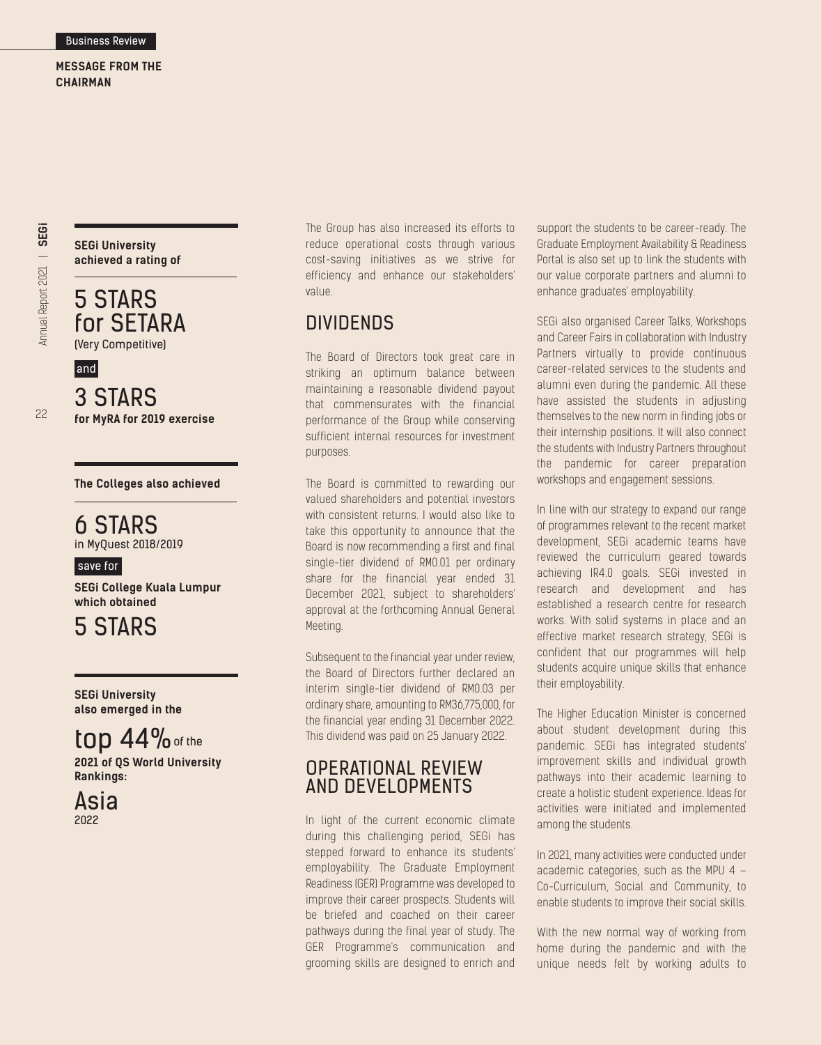**MESSAGE FROM THE CHAIRMAN**

**SEGi University achieved a rating of**

**5 STARS for SETARA**
(Very Competitive)

and

**3 STARS**
**for MyRA for 2019 exercise**

**The Colleges also achieved**

**6 STARS**
in MyQuest 2018/2019

save for

**SEGi College Kuala Lumpur which obtained**

**5 STARS**

**SEGi University also emerged in the**

**top 44%** of the
**2021 of QS World University Rankings:**

**Asia**
2022

The Group has also increased its efforts to reduce operational costs through various cost-saving initiatives as we strive for efficiency and enhance our stakeholders' value.

## DIVIDENDS

The Board of Directors took great care in striking an optimum balance between maintaining a reasonable dividend payout that commensurates with the financial performance of the Group while conserving sufficient internal resources for investment purposes.

The Board is committed to rewarding our valued shareholders and potential investors with consistent returns. I would also like to take this opportunity to announce that the Board is now recommending a first and final single-tier dividend of RM0.01 per ordinary share for the financial year ended 31 December 2021, subject to shareholders' approval at the forthcoming Annual General Meeting.

Subsequent to the financial year under review, the Board of Directors further declared an interim single-tier dividend of RM0.03 per ordinary share, amounting to RM36,775,000, for the financial year ending 31 December 2022. This dividend was paid on 25 January 2022.

## OPERATIONAL REVIEW AND DEVELOPMENTS

In light of the current economic climate during this challenging period, SEGi has stepped forward to enhance its students' employability. The Graduate Employment Readiness (GER) Programme was developed to improve their career prospects. Students will be briefed and coached on their career pathways during the final year of study. The GER Programme's communication and grooming skills are designed to enrich and support the students to be career-ready. The Graduate Employment Availability & Readiness Portal is also set up to link the students with our value corporate partners and alumni to enhance graduates' employability.

SEGi also organised Career Talks, Workshops and Career Fairs in collaboration with Industry Partners virtually to provide continuous career-related services to the students and alumni even during the pandemic. All these have assisted the students in adjusting themselves to the new norm in finding jobs or their internship positions. It will also connect the students with Industry Partners throughout the pandemic for career preparation workshops and engagement sessions.

In line with our strategy to expand our range of programmes relevant to the recent market development, SEGi academic teams have reviewed the curriculum geared towards achieving IR4.0 goals. SEGi invested in research and development and has established a research centre for research works. With solid systems in place and an effective market research strategy, SEGi is confident that our programmes will help students acquire unique skills that enhance their employability.

The Higher Education Minister is concerned about student development during this pandemic. SEGi has integrated students' improvement skills and individual growth pathways into their academic learning to create a holistic student experience. Ideas for activities were initiated and implemented among the students.

In 2021, many activities were conducted under academic categories, such as the MPU 4 – Co-Curriculum, Social and Community, to enable students to improve their social skills.

With the new normal way of working from home during the pandemic and with the unique needs felt by working adults to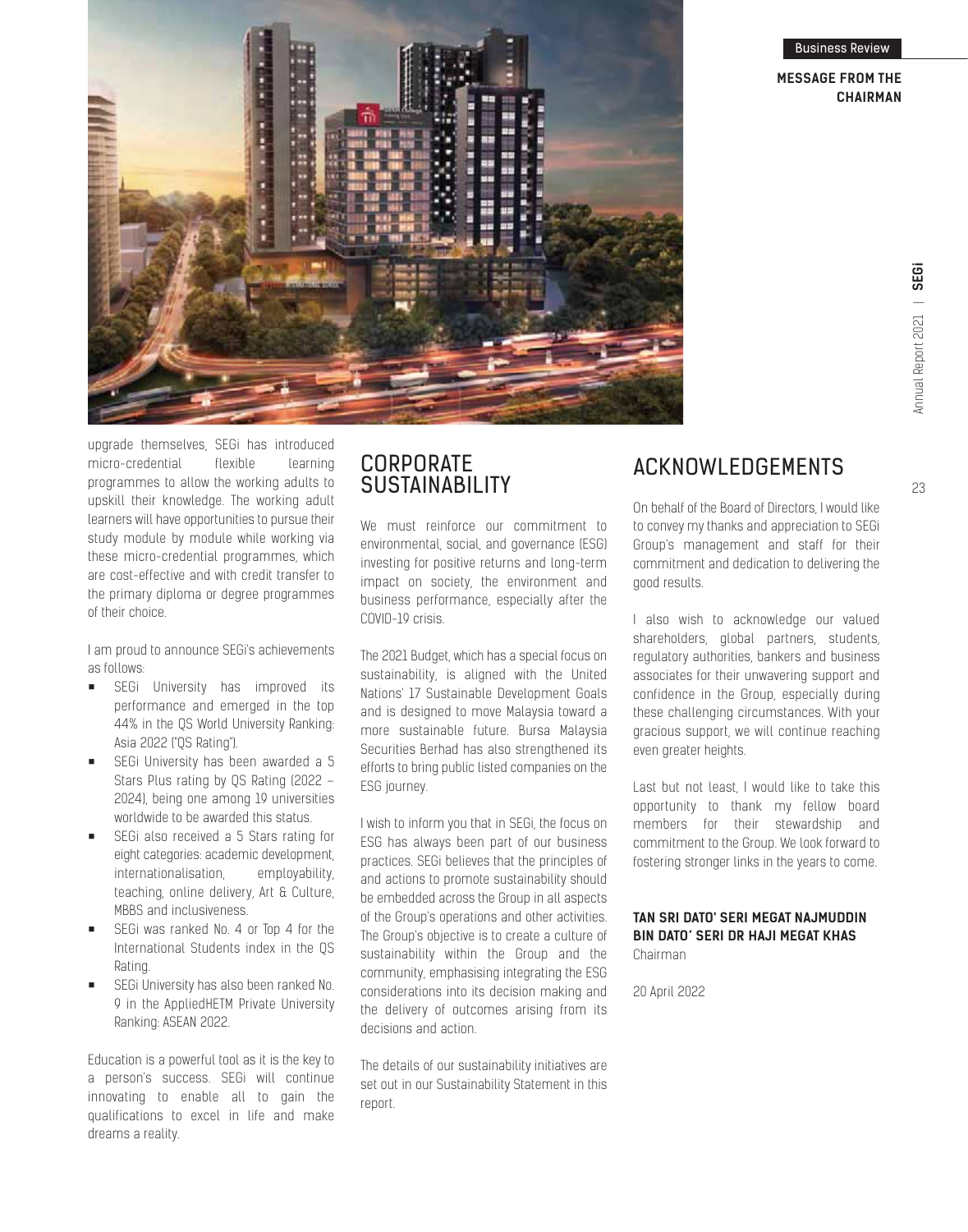upgrade themselves, SEGi has introduced micro-credential flexible learning programmes to allow the working adults to upskill their knowledge. The working adult learners will have opportunities to pursue their study module by module while working via these micro-credential programmes, which are cost-effective and with credit transfer to the primary diploma or degree programmes of their choice.

I am proud to announce SEGi's achievements as follows:

- SEGi University has improved its performance and emerged in the top 44% in the QS World University Ranking: Asia 2022 ("QS Rating").
- SEGi University has been awarded a 5 Stars Plus rating by QS Rating (2022 – 2024), being one among 19 universities worldwide to be awarded this status.
- SEGi also received a 5 Stars rating for eight categories: academic development, internationalisation, employability, teaching, online delivery, Art & Culture, MBBS and inclusiveness.
- SEGi was ranked No. 4 or Top 4 for the International Students index in the QS Rating.
- SEGi University has also been ranked No. 9 in the AppliedHETM Private University Ranking: ASEAN 2022.

Education is a powerful tool as it is the key to a person's success. SEGi will continue innovating to enable all to gain the qualifications to excel in life and make dreams a reality.

## CORPORATE SUSTAINABILITY

We must reinforce our commitment to environmental, social, and governance (ESG) investing for positive returns and long-term impact on society, the environment and business performance, especially after the COVID-19 crisis.

The 2021 Budget, which has a special focus on sustainability, is aligned with the United Nations' 17 Sustainable Development Goals and is designed to move Malaysia toward a more sustainable future. Bursa Malaysia Securities Berhad has also strengthened its efforts to bring public listed companies on the ESG journey.

I wish to inform you that in SEGi, the focus on ESG has always been part of our business practices. SEGi believes that the principles of and actions to promote sustainability should be embedded across the Group in all aspects of the Group's operations and other activities. The Group's objective is to create a culture of sustainability within the Group and the community, emphasising integrating the ESG considerations into its decision making and the delivery of outcomes arising from its decisions and action.

The details of our sustainability initiatives are set out in our Sustainability Statement in this report.

## ACKNOWLEDGEMENTS

On behalf of the Board of Directors, I would like to convey my thanks and appreciation to SEGi Group's management and staff for their commitment and dedication to delivering the good results.

I also wish to acknowledge our valued shareholders, global partners, students, regulatory authorities, bankers and business associates for their unwavering support and confidence in the Group, especially during these challenging circumstances. With your gracious support, we will continue reaching even greater heights.

Last but not least, I would like to take this opportunity to thank my fellow board members for their stewardship and commitment to the Group. We look forward to fostering stronger links in the years to come.

**TAN SRI DATO' SERI MEGAT NAJMUDDIN BIN DATO' SERI DR HAJI MEGAT KHAS**
Chairman

20 April 2022